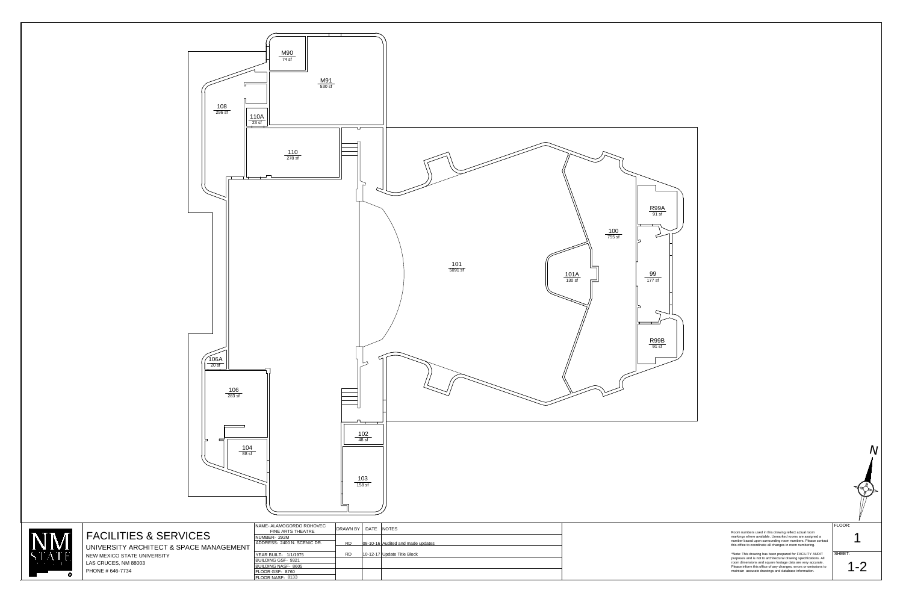M90
74 sf

M91
530 sf

108
296 sf

110A
23 sf

110
278 sf

R99A
91 sf

100
755 sf

101
5091 sf

101A
130 sf

99
177 sf

R99B
91 sf

106A
20 sf

106
283 sf

102
48 sf

104
88 sf

103
158 sf

N

# FACILITIES & SERVICES

UNIVERSITY ARCHITECT & SPACE MANAGEMENT

NEW MEXICO STATE UNIVERSITY

LAS CRUCES, NM 88003

PHONE # 646-7734

| | DRAWN BY | DATE | NOTES |
|---|---|---|---|
| NAME- ALAMOGORDO ROHOVEC FINE ARTS THEATRE | | | |
| NUMBER- 292M | | | |
| ADDRESS- 2400 N. SCENIC DR. | RD | 08-10-16 | Audited and made updates |
| YEAR BUILT- 1/1/1975 | RD | 10-12-17 | Update Title Block |
| BUILDING GSF- 9321 | | | |
| BUILDING NASF- 8605 | | | |
| FLOOR GSF- 8760 | | | |
| FLOOR NASF- 8133 | | | |

Room numbers used in this drawing reflect actual room markings where available. Unmarked rooms are assigned a number based upon surrounding room numbers. Please contact this office to coordinate all changes in room numbering.

*Note: This drawing has been prepared for FACILITY AUDIT purposes and is not to architectural drawing specifications. All room dimensions and square footage data are very accurate. Please inform this office of any changes, errors or omissions to maintain accurate drawings and database information.

FLOOR:
1

SHEET:
1-2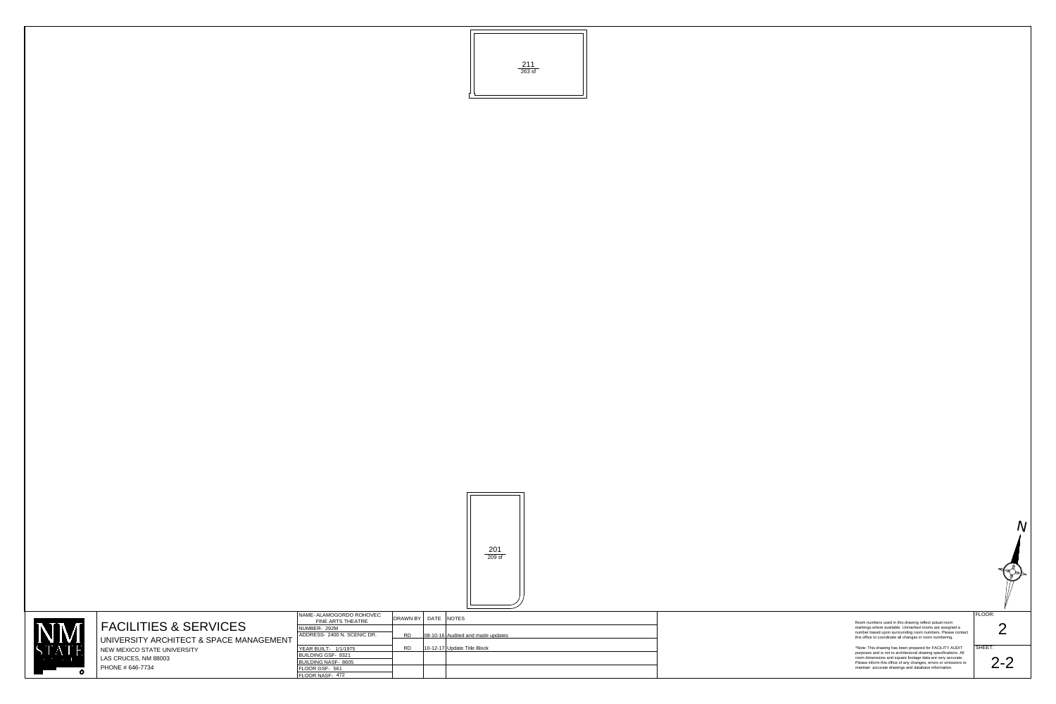211
263 sf

201
209 sf

N

# FACILITIES & SERVICES

UNIVERSITY ARCHITECT & SPACE MANAGEMENT

NEW MEXICO STATE UNIVERSITY

LAS CRUCES, NM 88003

PHONE # 646-7734

| | DRAWN BY | DATE | NOTES |
|---|---|---|---|
| NAME- ALAMOGORDO ROHOVEC FINE ARTS THEATRE | | | |
| NUMBER- 292M | | | |
| ADDRESS- 2400 N. SCENIC DR. | RD | 08-10-16 | Audited and made updates |
| YEAR BUILT- 1/1/1975 | RD | 10-12-17 | Update Title Block |
| BUILDING GSF- 9321 | | | |
| BUILDING NASF- 8605 | | | |
| FLOOR GSF- 561 | | | |
| FLOOR NASF- 472 | | | |

Room numbers used in this drawing reflect actual room markings where available. Unmarked rooms are assigned a number based upon surrounding room numbers. Please contact this office to coordinate all changes in room numbering.

*Note: This drawing has been prepared for FACILITY AUDIT purposes and is not to architectural drawing specifications. All room dimensions and square footage data are very accurate. Please inform this office of any changes, errors or omissions to maintain accurate drawings and database information.

FLOOR: 2

SHEET: 2-2